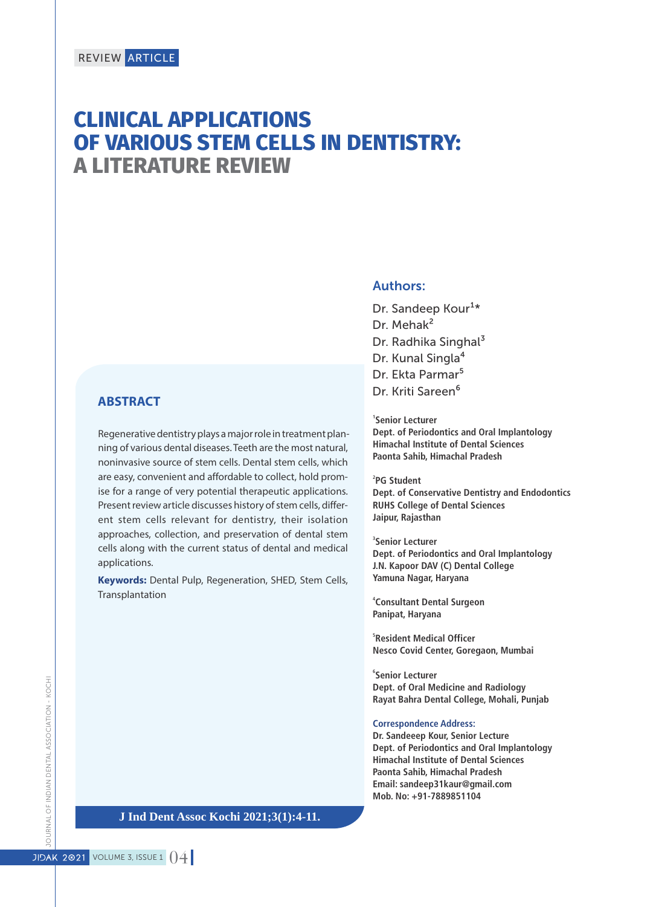REVIEW ARTICLE

# CLINICAL APPLICATIONS OF VARIOUS STEM CELLS IN DENTISTRY: A LITERATURE REVIEW

## Authors:

Dr. Sandeep Kour[1]*
Dr. Mehak[2]
Dr. Radhika Singhal[3]
Dr. Kunal Singla[4]
Dr. Ekta Parmar[5]
Dr. Kriti Sareen[6]

**[1]Senior Lecturer**
**Dept. of Periodontics and Oral Implantology**
**Himachal Institute of Dental Sciences**
**Paonta Sahib, Himachal Pradesh**

**[2]PG Student**
**Dept. of Conservative Dentistry and Endodontics**
**RUHS College of Dental Sciences**
**Jaipur, Rajasthan**

**[3]Senior Lecturer**
**Dept. of Periodontics and Oral Implantology**
**J.N. Kapoor DAV (C) Dental College**
**Yamuna Nagar, Haryana**

**[4]Consultant Dental Surgeon**
**Panipat, Haryana**

**[5]Resident Medical Officer**
**Nesco Covid Center, Goregaon, Mumbai**

**[6]Senior Lecturer**
**Dept. of Oral Medicine and Radiology**
**Rayat Bahra Dental College, Mohali, Punjab**

**Correspondence Address:**
**Dr. Sandeeep Kour, Senior Lecture**
**Dept. of Periodontics and Oral Implantology**
**Himachal Institute of Dental Sciences**
**Paonta Sahib, Himachal Pradesh**
**Email: sandeep31kaur@gmail.com**
**Mob. No: +91-7889851104**

## ABSTRACT

Regenerative dentistry plays a major role in treatment planning of various dental diseases. Teeth are the most natural, noninvasive source of stem cells. Dental stem cells, which are easy, convenient and affordable to collect, hold promise for a range of very potential therapeutic applications. Present review article discusses history of stem cells, different stem cells relevant for dentistry, their isolation approaches, collection, and preservation of dental stem cells along with the current status of dental and medical applications.

**Keywords:** Dental Pulp, Regeneration, SHED, Stem Cells, Transplantation

**J Ind Dent Assoc Kochi 2021;3(1):4-11.**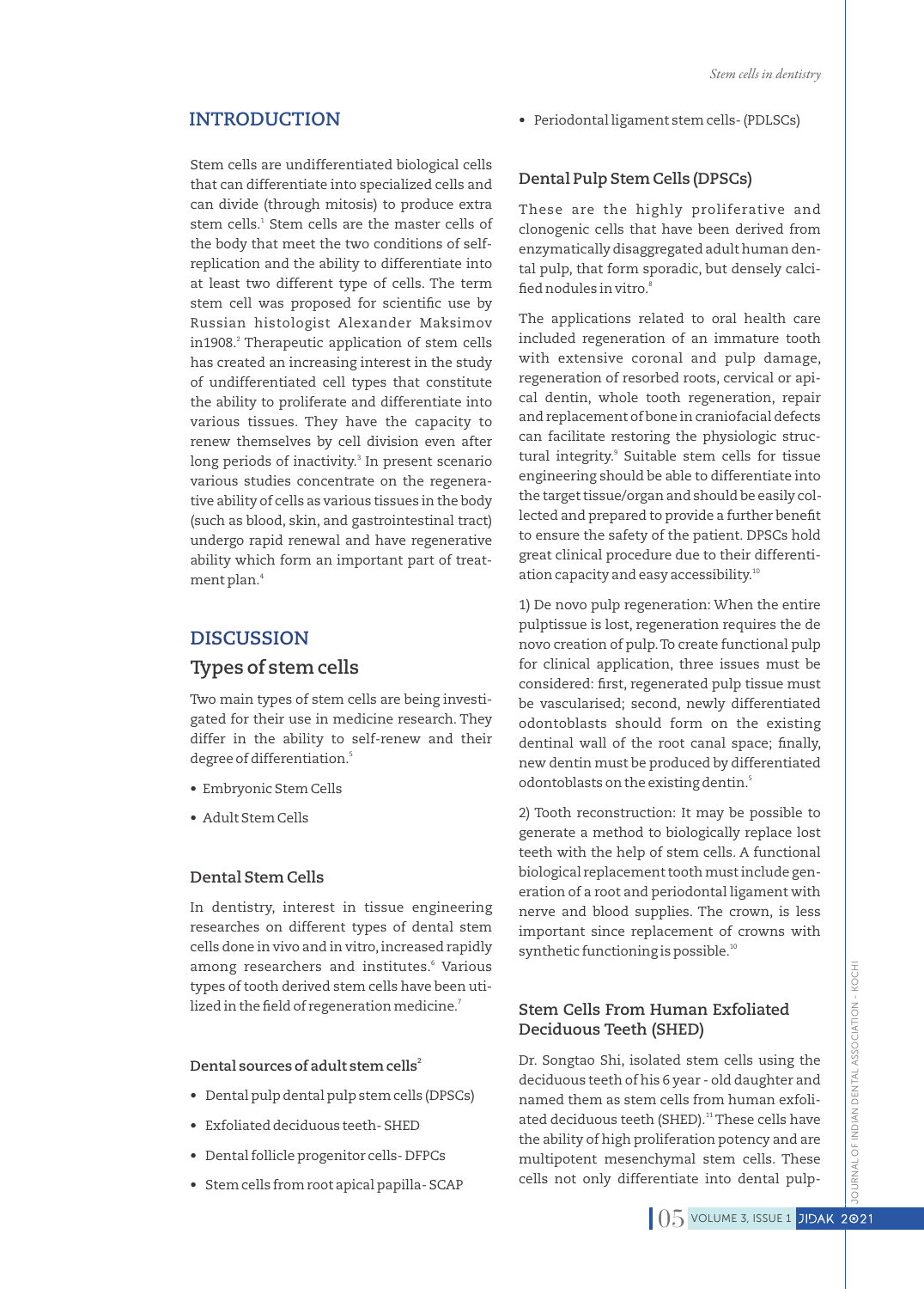## INTRODUCTION

Stem cells are undifferentiated biological cells that can differentiate into specialized cells and can divide (through mitosis) to produce extra stem cells.[1] Stem cells are the master cells of the body that meet the two conditions of self-replication and the ability to differentiate into at least two different type of cells. The term stem cell was proposed for scientific use by Russian histologist Alexander Maksimov in1908.[2] Therapeutic application of stem cells has created an increasing interest in the study of undifferentiated cell types that constitute the ability to proliferate and differentiate into various tissues. They have the capacity to renew themselves by cell division even after long periods of inactivity.[3] In present scenario various studies concentrate on the regenerative ability of cells as various tissues in the body (such as blood, skin, and gastrointestinal tract) undergo rapid renewal and have regenerative ability which form an important part of treatment plan.[4]

## DISCUSSION

### Types of stem cells

Two main types of stem cells are being investigated for their use in medicine research. They differ in the ability to self-renew and their degree of differentiation.[5]

- Embryonic Stem Cells
- Adult Stem Cells

### Dental Stem Cells

In dentistry, interest in tissue engineering researches on different types of dental stem cells done in vivo and in vitro, increased rapidly among researchers and institutes.[6] Various types of tooth derived stem cells have been utilized in the field of regeneration medicine.[7]

#### Dental sources of adult stem cells[2]

- Dental pulp dental pulp stem cells (DPSCs)
- Exfoliated deciduous teeth- SHED
- Dental follicle progenitor cells- DFPCs
- Stem cells from root apical papilla- SCAP
- Periodontal ligament stem cells- (PDLSCs)

### Dental Pulp Stem Cells (DPSCs)

These are the highly proliferative and clonogenic cells that have been derived from enzymatically disaggregated adult human dental pulp, that form sporadic, but densely calcified nodules in vitro.[8]

The applications related to oral health care included regeneration of an immature tooth with extensive coronal and pulp damage, regeneration of resorbed roots, cervical or apical dentin, whole tooth regeneration, repair and replacement of bone in craniofacial defects can facilitate restoring the physiologic structural integrity.[9] Suitable stem cells for tissue engineering should be able to differentiate into the target tissue/organ and should be easily collected and prepared to provide a further benefit to ensure the safety of the patient. DPSCs hold great clinical procedure due to their differentiation capacity and easy accessibility.[10]

1) De novo pulp regeneration: When the entire pulptissue is lost, regeneration requires the de novo creation of pulp. To create functional pulp for clinical application, three issues must be considered: first, regenerated pulp tissue must be vascularised; second, newly differentiated odontoblasts should form on the existing dentinal wall of the root canal space; finally, new dentin must be produced by differentiated odontoblasts on the existing dentin.[5]

2) Tooth reconstruction: It may be possible to generate a method to biologically replace lost teeth with the help of stem cells. A functional biological replacement tooth must include generation of a root and periodontal ligament with nerve and blood supplies. The crown, is less important since replacement of crowns with synthetic functioning is possible.[10]

### Stem Cells From Human Exfoliated Deciduous Teeth (SHED)

Dr. Songtao Shi, isolated stem cells using the deciduous teeth of his 6 year - old daughter and named them as stem cells from human exfoliated deciduous teeth (SHED).[11] These cells have the ability of high proliferation potency and are multipotent mesenchymal stem cells. These cells not only differentiate into dental pulp-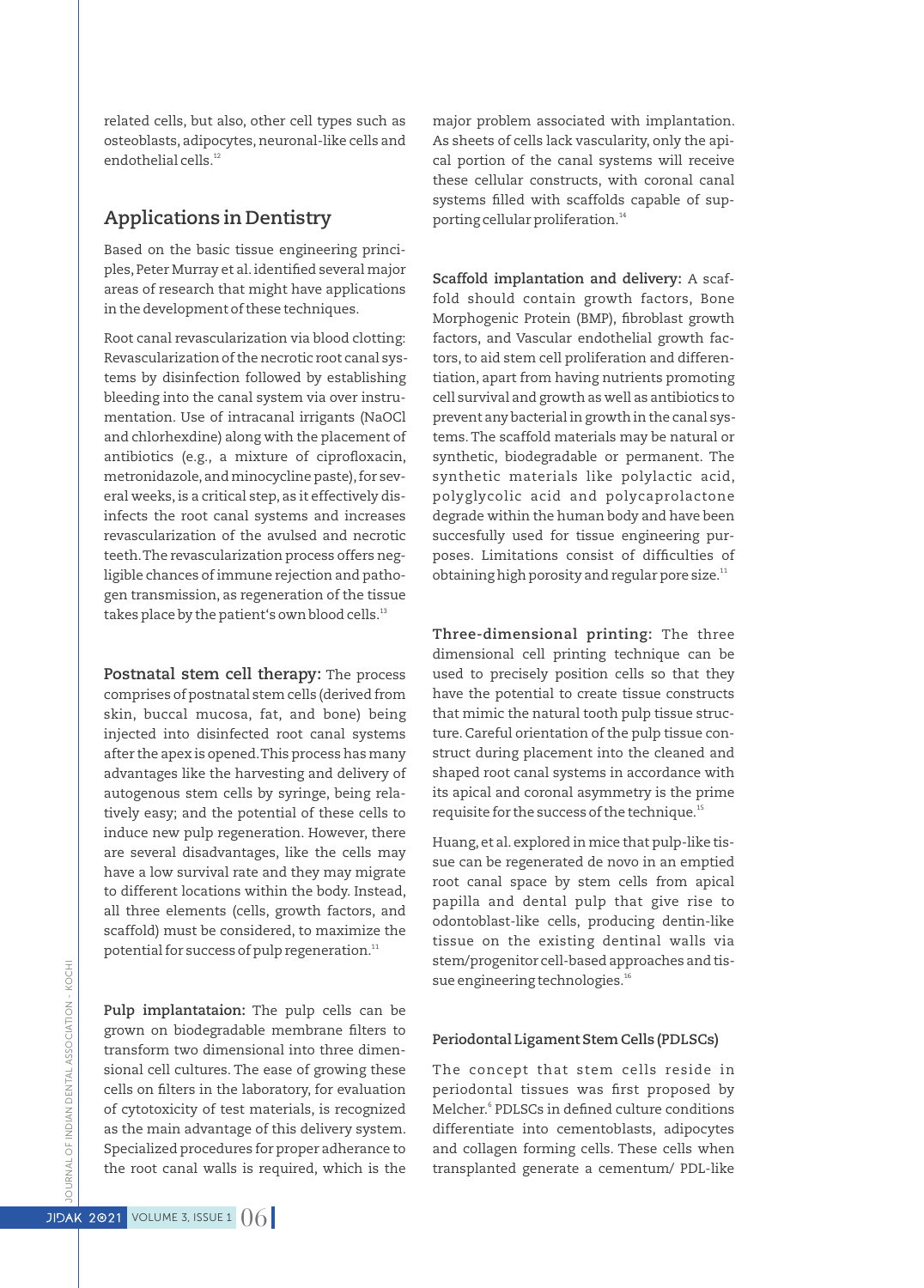related cells, but also, other cell types such as osteoblasts, adipocytes, neuronal-like cells and endothelial cells.[12]

## Applications in Dentistry

Based on the basic tissue engineering principles, Peter Murray et al. identified several major areas of research that might have applications in the development of these techniques.

Root canal revascularization via blood clotting: Revascularization of the necrotic root canal systems by disinfection followed by establishing bleeding into the canal system via over instrumentation. Use of intracanal irrigants (NaOCl and chlorhexdine) along with the placement of antibiotics (e.g., a mixture of ciprofloxacin, metronidazole, and minocycline paste), for several weeks, is a critical step, as it effectively disinfects the root canal systems and increases revascularization of the avulsed and necrotic teeth. The revascularization process offers negligible chances of immune rejection and pathogen transmission, as regeneration of the tissue takes place by the patient's own blood cells.[13]

**Postnatal stem cell therapy:** The process comprises of postnatal stem cells (derived from skin, buccal mucosa, fat, and bone) being injected into disinfected root canal systems after the apex is opened. This process has many advantages like the harvesting and delivery of autogenous stem cells by syringe, being relatively easy; and the potential of these cells to induce new pulp regeneration. However, there are several disadvantages, like the cells may have a low survival rate and they may migrate to different locations within the body. Instead, all three elements (cells, growth factors, and scaffold) must be considered, to maximize the potential for success of pulp regeneration.[11]

**Pulp implantataion:** The pulp cells can be grown on biodegradable membrane filters to transform two dimensional into three dimensional cell cultures. The ease of growing these cells on filters in the laboratory, for evaluation of cytotoxicity of test materials, is recognized as the main advantage of this delivery system. Specialized procedures for proper adherance to the root canal walls is required, which is the major problem associated with implantation. As sheets of cells lack vascularity, only the apical portion of the canal systems will receive these cellular constructs, with coronal canal systems filled with scaffolds capable of supporting cellular proliferation.[14]

**Scaffold implantation and delivery:** A scaffold should contain growth factors, Bone Morphogenic Protein (BMP), fibroblast growth factors, and Vascular endothelial growth factors, to aid stem cell proliferation and differentiation, apart from having nutrients promoting cell survival and growth as well as antibiotics to prevent any bacterial in growth in the canal systems. The scaffold materials may be natural or synthetic, biodegradable or permanent. The synthetic materials like polylactic acid, polyglycolic acid and polycaprolactone degrade within the human body and have been succesfully used for tissue engineering purposes. Limitations consist of difficulties of obtaining high porosity and regular pore size.[11]

**Three-dimensional printing:** The three dimensional cell printing technique can be used to precisely position cells so that they have the potential to create tissue constructs that mimic the natural tooth pulp tissue structure. Careful orientation of the pulp tissue construct during placement into the cleaned and shaped root canal systems in accordance with its apical and coronal asymmetry is the prime requisite for the success of the technique.[15]

Huang, et al. explored in mice that pulp-like tissue can be regenerated de novo in an emptied root canal space by stem cells from apical papilla and dental pulp that give rise to odontoblast-like cells, producing dentin-like tissue on the existing dentinal walls via stem/progenitor cell-based approaches and tissue engineering technologies.[16]

### Periodontal Ligament Stem Cells (PDLSCs)

The concept that stem cells reside in periodontal tissues was first proposed by Melcher.[6] PDLSCs in defined culture conditions differentiate into cementoblasts, adipocytes and collagen forming cells. These cells when transplanted generate a cementum/ PDL-like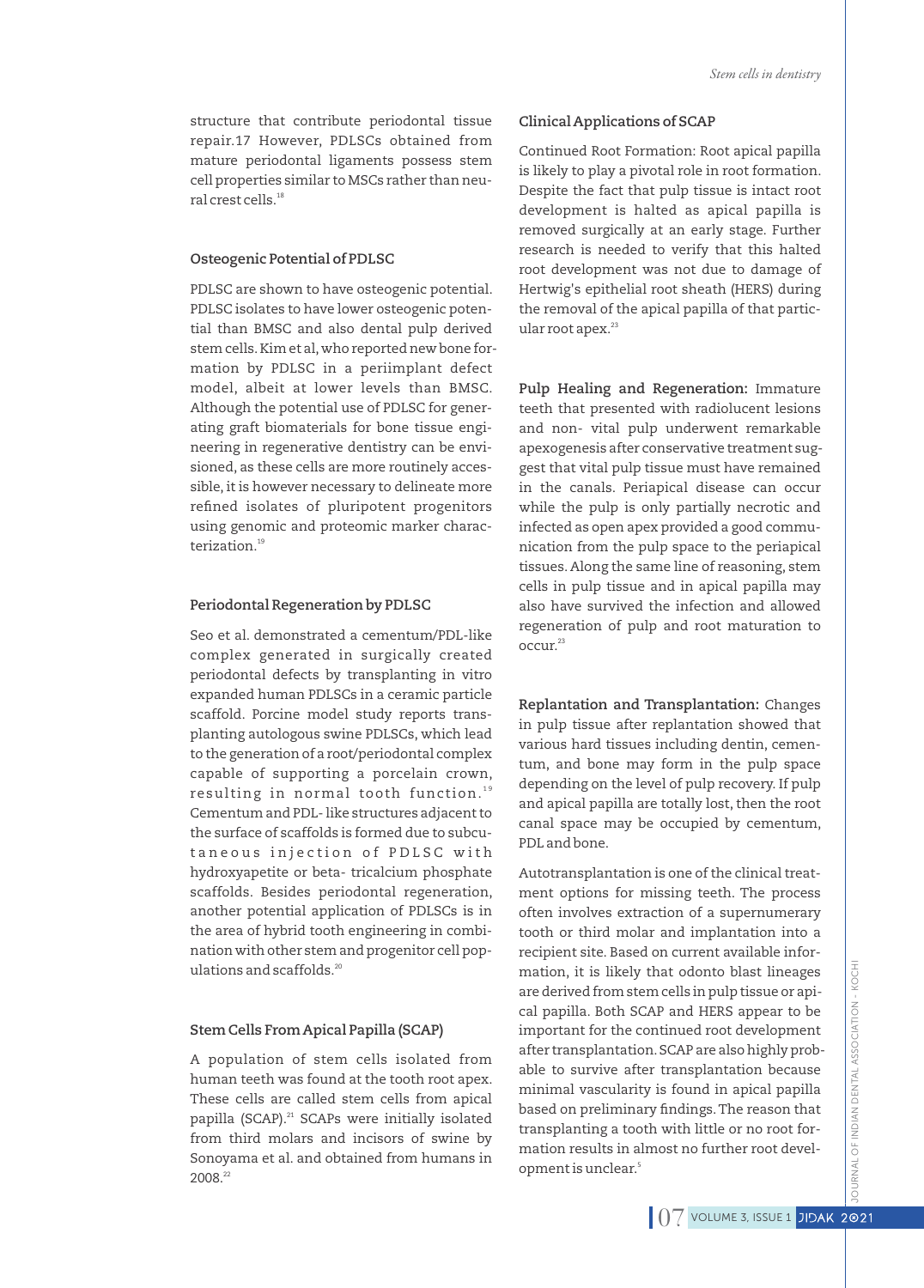structure that contribute periodontal tissue repair.17 However, PDLSCs obtained from mature periodontal ligaments possess stem cell properties similar to MSCs rather than neural crest cells.[18]

### Osteogenic Potential of PDLSC

PDLSC are shown to have osteogenic potential. PDLSC isolates to have lower osteogenic potential than BMSC and also dental pulp derived stem cells. Kim et al, who reported new bone formation by PDLSC in a periimplant defect model, albeit at lower levels than BMSC. Although the potential use of PDLSC for generating graft biomaterials for bone tissue engineering in regenerative dentistry can be envisioned, as these cells are more routinely accessible, it is however necessary to delineate more refined isolates of pluripotent progenitors using genomic and proteomic marker characterization.[19]

### Periodontal Regeneration by PDLSC

Seo et al. demonstrated a cementum/PDL-like complex generated in surgically created periodontal defects by transplanting in vitro expanded human PDLSCs in a ceramic particle scaffold. Porcine model study reports transplanting autologous swine PDLSCs, which lead to the generation of a root/periodontal complex capable of supporting a porcelain crown, resulting in normal tooth function.[19] Cementum and PDL- like structures adjacent to the surface of scaffolds is formed due to subcutaneous injection of PDLSC with hydroxyapetite or beta- tricalcium phosphate scaffolds. Besides periodontal regeneration, another potential application of PDLSCs is in the area of hybrid tooth engineering in combination with other stem and progenitor cell populations and scaffolds.[20]

### Stem Cells From Apical Papilla (SCAP)

A population of stem cells isolated from human teeth was found at the tooth root apex. These cells are called stem cells from apical papilla (SCAP).[21] SCAPs were initially isolated from third molars and incisors of swine by Sonoyama et al. and obtained from humans in 2008.[22]

### Clinical Applications of SCAP

Continued Root Formation: Root apical papilla is likely to play a pivotal role in root formation. Despite the fact that pulp tissue is intact root development is halted as apical papilla is removed surgically at an early stage. Further research is needed to verify that this halted root development was not due to damage of Hertwig's epithelial root sheath (HERS) during the removal of the apical papilla of that particular root apex.[23]

**Pulp Healing and Regeneration:** Immature teeth that presented with radiolucent lesions and non- vital pulp underwent remarkable apexogenesis after conservative treatment suggest that vital pulp tissue must have remained in the canals. Periapical disease can occur while the pulp is only partially necrotic and infected as open apex provided a good communication from the pulp space to the periapical tissues. Along the same line of reasoning, stem cells in pulp tissue and in apical papilla may also have survived the infection and allowed regeneration of pulp and root maturation to occur.[23]

**Replantation and Transplantation:** Changes in pulp tissue after replantation showed that various hard tissues including dentin, cementum, and bone may form in the pulp space depending on the level of pulp recovery. If pulp and apical papilla are totally lost, then the root canal space may be occupied by cementum, PDL and bone.

Autotransplantation is one of the clinical treatment options for missing teeth. The process often involves extraction of a supernumerary tooth or third molar and implantation into a recipient site. Based on current available information, it is likely that odonto blast lineages are derived from stem cells in pulp tissue or apical papilla. Both SCAP and HERS appear to be important for the continued root development after transplantation. SCAP are also highly probable to survive after transplantation because minimal vascularity is found in apical papilla based on preliminary findings. The reason that transplanting a tooth with little or no root formation results in almost no further root development is unclear.[5]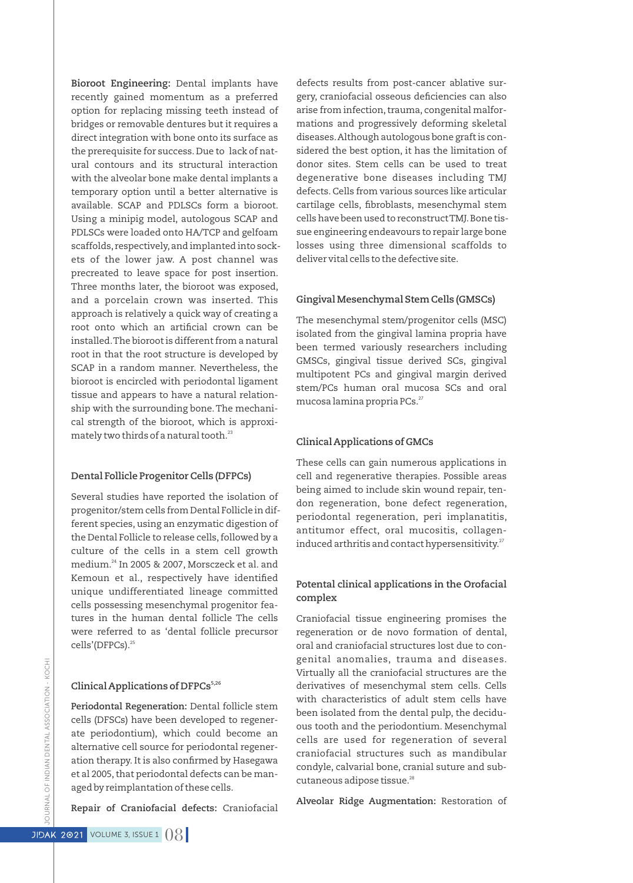**Bioroot Engineering:** Dental implants have recently gained momentum as a preferred option for replacing missing teeth instead of bridges or removable dentures but it requires a direct integration with bone onto its surface as the prerequisite for success. Due to lack of natural contours and its structural interaction with the alveolar bone make dental implants a temporary option until a better alternative is available. SCAP and PDLSCs form a bioroot. Using a minipig model, autologous SCAP and PDLSCs were loaded onto HA/TCP and gelfoam scaffolds, respectively, and implanted into sockets of the lower jaw. A post channel was precreated to leave space for post insertion. Three months later, the bioroot was exposed, and a porcelain crown was inserted. This approach is relatively a quick way of creating a root onto which an artificial crown can be installed. The bioroot is different from a natural root in that the root structure is developed by SCAP in a random manner. Nevertheless, the bioroot is encircled with periodontal ligament tissue and appears to have a natural relationship with the surrounding bone. The mechanical strength of the bioroot, which is approximately two thirds of a natural tooth.[23]

### Dental Follicle Progenitor Cells (DFPCs)

Several studies have reported the isolation of progenitor/stem cells from Dental Follicle in different species, using an enzymatic digestion of the Dental Follicle to release cells, followed by a culture of the cells in a stem cell growth medium.[24] In 2005 & 2007, Morsczeck et al. and Kemoun et al., respectively have identified unique undifferentiated lineage committed cells possessing mesenchymal progenitor features in the human dental follicle The cells were referred to as 'dental follicle precursor cells'(DFPCs).[25]

### Clinical Applications of DFPCs[5,26]

**Periodontal Regeneration:** Dental follicle stem cells (DFSCs) have been developed to regenerate periodontium), which could become an alternative cell source for periodontal regeneration therapy. It is also confirmed by Hasegawa et al 2005, that periodontal defects can be managed by reimplantation of these cells.

**Repair of Craniofacial defects:** Craniofacial defects results from post-cancer ablative surgery, craniofacial osseous deficiencies can also arise from infection, trauma, congenital malformations and progressively deforming skeletal diseases. Although autologous bone graft is considered the best option, it has the limitation of donor sites. Stem cells can be used to treat degenerative bone diseases including TMJ defects. Cells from various sources like articular cartilage cells, fibroblasts, mesenchymal stem cells have been used to reconstruct TMJ. Bone tissue engineering endeavours to repair large bone losses using three dimensional scaffolds to deliver vital cells to the defective site.

### Gingival Mesenchymal Stem Cells (GMSCs)

The mesenchymal stem/progenitor cells (MSC) isolated from the gingival lamina propria have been termed variously researchers including GMSCs, gingival tissue derived SCs, gingival multipotent PCs and gingival margin derived stem/PCs human oral mucosa SCs and oral mucosa lamina propria PCs.[27]

### Clinical Applications of GMCs

These cells can gain numerous applications in cell and regenerative therapies. Possible areas being aimed to include skin wound repair, tendon regeneration, bone defect regeneration, periodontal regeneration, peri implanatitis, antitumor effect, oral mucositis, collagen-induced arthritis and contact hypersensitivity.[27]

### Potental clinical applications in the Orofacial complex

Craniofacial tissue engineering promises the regeneration or de novo formation of dental, oral and craniofacial structures lost due to congenital anomalies, trauma and diseases. Virtually all the craniofacial structures are the derivatives of mesenchymal stem cells. Cells with characteristics of adult stem cells have been isolated from the dental pulp, the deciduous tooth and the periodontium. Mesenchymal cells are used for regeneration of several craniofacial structures such as mandibular condyle, calvarial bone, cranial suture and subcutaneous adipose tissue.[28]

**Alveolar Ridge Augmentation:** Restoration of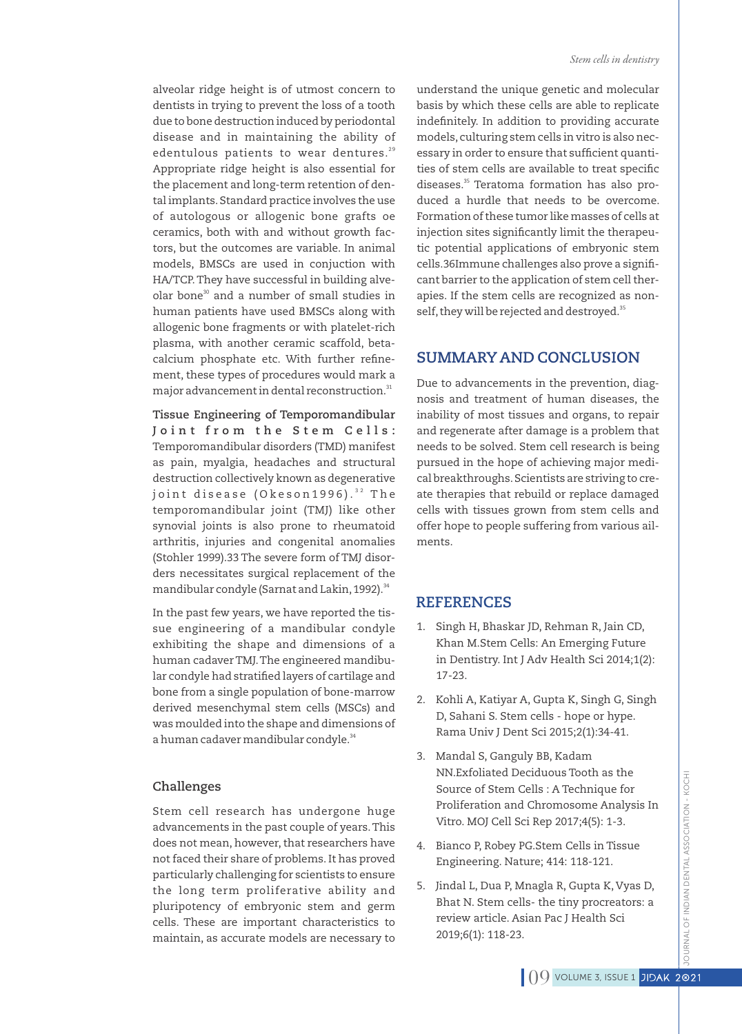alveolar ridge height is of utmost concern to dentists in trying to prevent the loss of a tooth due to bone destruction induced by periodontal disease and in maintaining the ability of edentulous patients to wear dentures.[29] Appropriate ridge height is also essential for the placement and long-term retention of dental implants. Standard practice involves the use of autologous or allogenic bone grafts oe ceramics, both with and without growth factors, but the outcomes are variable. In animal models, BMSCs are used in conjuction with HA/TCP. They have successful in building alveolar bone[30] and a number of small studies in human patients have used BMSCs along with allogenic bone fragments or with platelet-rich plasma, with another ceramic scaffold, beta-calcium phosphate etc. With further refinement, these types of procedures would mark a major advancement in dental reconstruction.[31]

**Tissue Engineering of Temporomandibular Joint from the Stem Cells:** Temporomandibular disorders (TMD) manifest as pain, myalgia, headaches and structural destruction collectively known as degenerative joint disease (Okeson1996).[32] The temporomandibular joint (TMJ) like other synovial joints is also prone to rheumatoid arthritis, injuries and congenital anomalies (Stohler 1999).33 The severe form of TMJ disorders necessitates surgical replacement of the mandibular condyle (Sarnat and Lakin, 1992).[34]

In the past few years, we have reported the tissue engineering of a mandibular condyle exhibiting the shape and dimensions of a human cadaver TMJ. The engineered mandibular condyle had stratified layers of cartilage and bone from a single population of bone-marrow derived mesenchymal stem cells (MSCs) and was moulded into the shape and dimensions of a human cadaver mandibular condyle.[34]

### Challenges

Stem cell research has undergone huge advancements in the past couple of years. This does not mean, however, that researchers have not faced their share of problems. It has proved particularly challenging for scientists to ensure the long term proliferative ability and pluripotency of embryonic stem and germ cells. These are important characteristics to maintain, as accurate models are necessary to understand the unique genetic and molecular basis by which these cells are able to replicate indefinitely. In addition to providing accurate models, culturing stem cells in vitro is also necessary in order to ensure that sufficient quantities of stem cells are available to treat specific diseases.[35] Teratoma formation has also produced a hurdle that needs to be overcome. Formation of these tumor like masses of cells at injection sites significantly limit the therapeutic potential applications of embryonic stem cells.36Immune challenges also prove a significant barrier to the application of stem cell therapies. If the stem cells are recognized as non-self, they will be rejected and destroyed.[35]

## SUMMARY AND CONCLUSION

Due to advancements in the prevention, diagnosis and treatment of human diseases, the inability of most tissues and organs, to repair and regenerate after damage is a problem that needs to be solved. Stem cell research is being pursued in the hope of achieving major medical breakthroughs. Scientists are striving to create therapies that rebuild or replace damaged cells with tissues grown from stem cells and offer hope to people suffering from various ailments.

## REFERENCES

1. Singh H, Bhaskar JD, Rehman R, Jain CD, Khan M.Stem Cells: An Emerging Future in Dentistry. Int J Adv Health Sci 2014;1(2): 17-23.
2. Kohli A, Katiyar A, Gupta K, Singh G, Singh D, Sahani S. Stem cells - hope or hype. Rama Univ J Dent Sci 2015;2(1):34-41.
3. Mandal S, Ganguly BB, Kadam NN.Exfoliated Deciduous Tooth as the Source of Stem Cells : A Technique for Proliferation and Chromosome Analysis In Vitro. MOJ Cell Sci Rep 2017;4(5): 1-3.
4. Bianco P, Robey PG.Stem Cells in Tissue Engineering. Nature; 414: 118-121.
5. Jindal L, Dua P, Mnagla R, Gupta K, Vyas D, Bhat N. Stem cells- the tiny procreators: a review article. Asian Pac J Health Sci 2019;6(1): 118-23.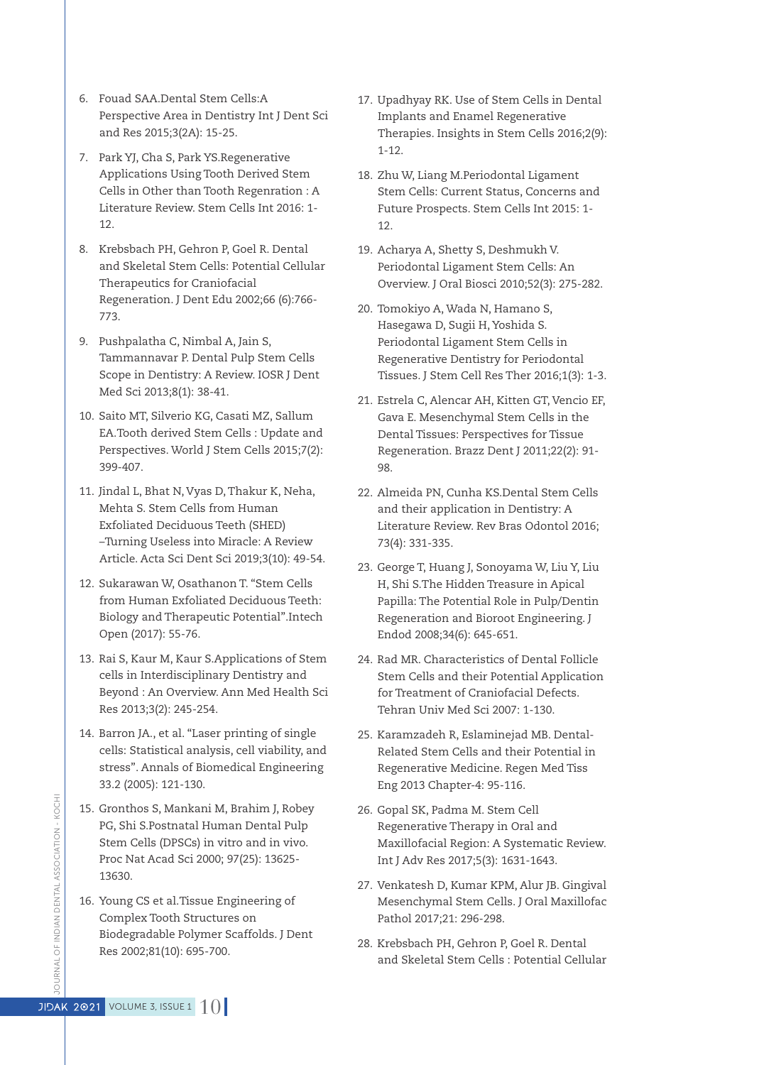6. Fouad SAA.Dental Stem Cells:A Perspective Area in Dentistry Int J Dent Sci and Res 2015;3(2A): 15-25.
7. Park YJ, Cha S, Park YS.Regenerative Applications Using Tooth Derived Stem Cells in Other than Tooth Regenration : A Literature Review. Stem Cells Int 2016: 1-12.
8. Krebsbach PH, Gehron P, Goel R. Dental and Skeletal Stem Cells: Potential Cellular Therapeutics for Craniofacial Regeneration. J Dent Edu 2002;66 (6):766-773.
9. Pushpalatha C, Nimbal A, Jain S, Tammannavar P. Dental Pulp Stem Cells Scope in Dentistry: A Review. IOSR J Dent Med Sci 2013;8(1): 38-41.
10. Saito MT, Silverio KG, Casati MZ, Sallum EA.Tooth derived Stem Cells : Update and Perspectives. World J Stem Cells 2015;7(2): 399-407.
11. Jindal L, Bhat N, Vyas D, Thakur K, Neha, Mehta S. Stem Cells from Human Exfoliated Deciduous Teeth (SHED) –Turning Useless into Miracle: A Review Article. Acta Sci Dent Sci 2019;3(10): 49-54.
12. Sukarawan W, Osathanon T. "Stem Cells from Human Exfoliated Deciduous Teeth: Biology and Therapeutic Potential".Intech Open (2017): 55-76.
13. Rai S, Kaur M, Kaur S.Applications of Stem cells in Interdisciplinary Dentistry and Beyond : An Overview. Ann Med Health Sci Res 2013;3(2): 245-254.
14. Barron JA., et al. "Laser printing of single cells: Statistical analysis, cell viability, and stress". Annals of Biomedical Engineering 33.2 (2005): 121-130.
15. Gronthos S, Mankani M, Brahim J, Robey PG, Shi S.Postnatal Human Dental Pulp Stem Cells (DPSCs) in vitro and in vivo. Proc Nat Acad Sci 2000; 97(25): 13625-13630.
16. Young CS et al.Tissue Engineering of Complex Tooth Structures on Biodegradable Polymer Scaffolds. J Dent Res 2002;81(10): 695-700.
17. Upadhyay RK. Use of Stem Cells in Dental Implants and Enamel Regenerative Therapies. Insights in Stem Cells 2016;2(9): 1-12.
18. Zhu W, Liang M.Periodontal Ligament Stem Cells: Current Status, Concerns and Future Prospects. Stem Cells Int 2015: 1-12.
19. Acharya A, Shetty S, Deshmukh V. Periodontal Ligament Stem Cells: An Overview. J Oral Biosci 2010;52(3): 275-282.
20. Tomokiyo A, Wada N, Hamano S, Hasegawa D, Sugii H, Yoshida S. Periodontal Ligament Stem Cells in Regenerative Dentistry for Periodontal Tissues. J Stem Cell Res Ther 2016;1(3): 1-3.
21. Estrela C, Alencar AH, Kitten GT, Vencio EF, Gava E. Mesenchymal Stem Cells in the Dental Tissues: Perspectives for Tissue Regeneration. Brazz Dent J 2011;22(2): 91-98.
22. Almeida PN, Cunha KS.Dental Stem Cells and their application in Dentistry: A Literature Review. Rev Bras Odontol 2016; 73(4): 331-335.
23. George T, Huang J, Sonoyama W, Liu Y, Liu H, Shi S.The Hidden Treasure in Apical Papilla: The Potential Role in Pulp/Dentin Regeneration and Bioroot Engineering. J Endod 2008;34(6): 645-651.
24. Rad MR. Characteristics of Dental Follicle Stem Cells and their Potential Application for Treatment of Craniofacial Defects. Tehran Univ Med Sci 2007: 1-130.
25. Karamzadeh R, Eslaminejad MB. Dental-Related Stem Cells and their Potential in Regenerative Medicine. Regen Med Tiss Eng 2013 Chapter-4: 95-116.
26. Gopal SK, Padma M. Stem Cell Regenerative Therapy in Oral and Maxillofacial Region: A Systematic Review. Int J Adv Res 2017;5(3): 1631-1643.
27. Venkatesh D, Kumar KPM, Alur JB. Gingival Mesenchymal Stem Cells. J Oral Maxillofac Pathol 2017;21: 296-298.
28. Krebsbach PH, Gehron P, Goel R. Dental and Skeletal Stem Cells : Potential Cellular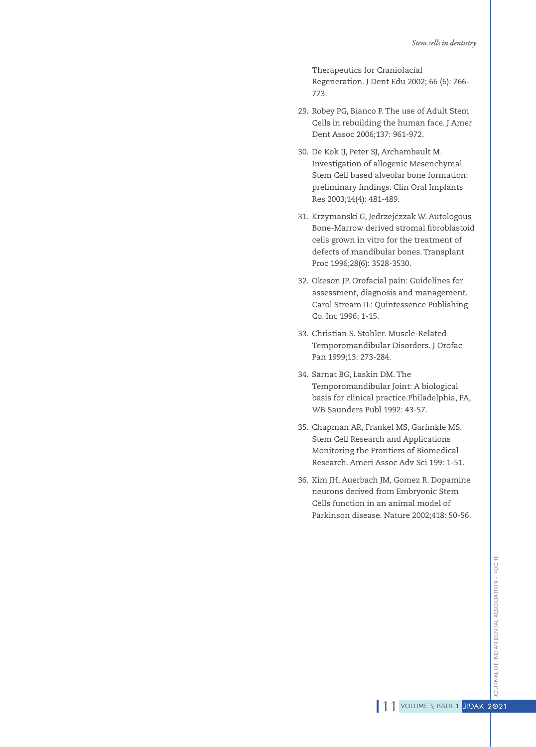Therapeutics for Craniofacial Regeneration. J Dent Edu 2002; 66 (6): 766-773.

29. Robey PG, Bianco P. The use of Adult Stem Cells in rebuilding the human face. J Amer Dent Assoc 2006;137: 961-972.

30. De Kok IJ, Peter SJ, Archambault M. Investigation of allogenic Mesenchymal Stem Cell based alveolar bone formation: preliminary findings. Clin Oral Implants Res 2003;14(4): 481-489.

31. Krzymanski G, Jedrzejczzak W. Autologous Bone-Marrow derived stromal fibroblastoid cells grown in vitro for the treatment of defects of mandibular bones. Transplant Proc 1996;28(6): 3528-3530.

32. Okeson JP. Orofacial pain: Guidelines for assessment, diagnosis and management. Carol Stream IL: Quintessence Publishing Co. Inc 1996; 1-15.

33. Christian S. Stohler. Muscle-Related Temporomandibular Disorders. J Orofac Pan 1999;13: 273-284.

34. Sarnat BG, Laskin DM. The Temporomandibular Joint: A biological basis for clinical practice.Philadelphia, PA, WB Saunders Publ 1992: 43-57.

35. Chapman AR, Frankel MS, Garfinkle MS. Stem Cell Research and Applications Monitoring the Frontiers of Biomedical Research. Ameri Assoc Adv Sci 199: 1-51.

36. Kim JH, Auerbach JM, Gomez R. Dopamine neurons derived from Embryonic Stem Cells function in an animal model of Parkinson disease. Nature 2002;418: 50-56.